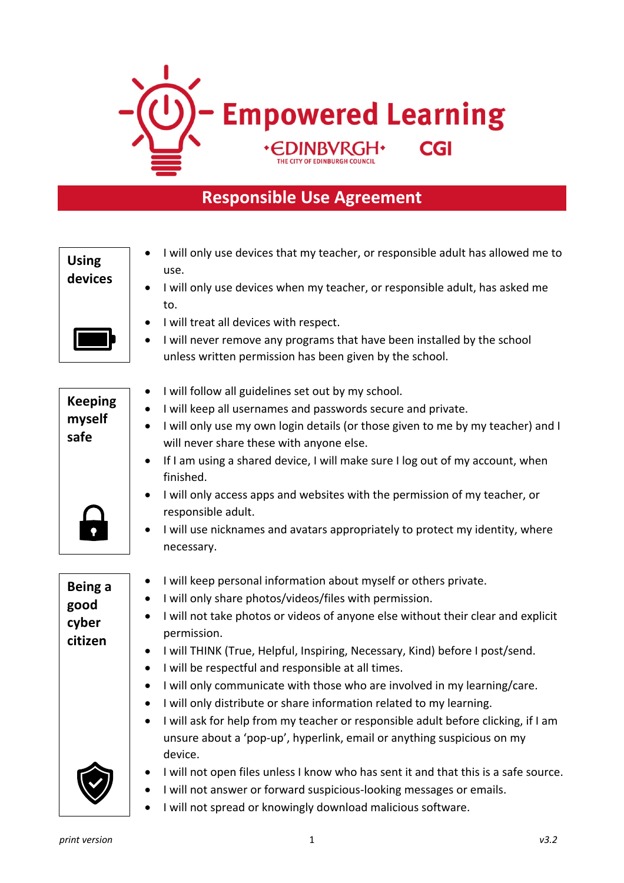# Empowered Learning

EDINBVRGH THE CITY OF EDINBURGH COUNCIL CGI

## Responsible Use Agreement

### Using devices

- I will only use devices that my teacher, or responsible adult has allowed me to use.
- I will only use devices when my teacher, or responsible adult, has asked me to.
- I will treat all devices with respect.
- I will never remove any programs that have been installed by the school unless written permission has been given by the school.

### Keeping myself safe

- I will follow all guidelines set out by my school.
- I will keep all usernames and passwords secure and private.
- I will only use my own login details (or those given to me by my teacher) and I will never share these with anyone else.
- If I am using a shared device, I will make sure I log out of my account, when finished.
- I will only access apps and websites with the permission of my teacher, or responsible adult.
- I will use nicknames and avatars appropriately to protect my identity, where necessary.

### Being a good cyber citizen

- I will keep personal information about myself or others private.
- I will only share photos/videos/files with permission.
- I will not take photos or videos of anyone else without their clear and explicit permission.
- I will THINK (True, Helpful, Inspiring, Necessary, Kind) before I post/send.
- I will be respectful and responsible at all times.
- I will only communicate with those who are involved in my learning/care.
- I will only distribute or share information related to my learning.
- I will ask for help from my teacher or responsible adult before clicking, if I am unsure about a 'pop-up', hyperlink, email or anything suspicious on my device.
- I will not open files unless I know who has sent it and that this is a safe source.
- I will not answer or forward suspicious-looking messages or emails.
- I will not spread or knowingly download malicious software.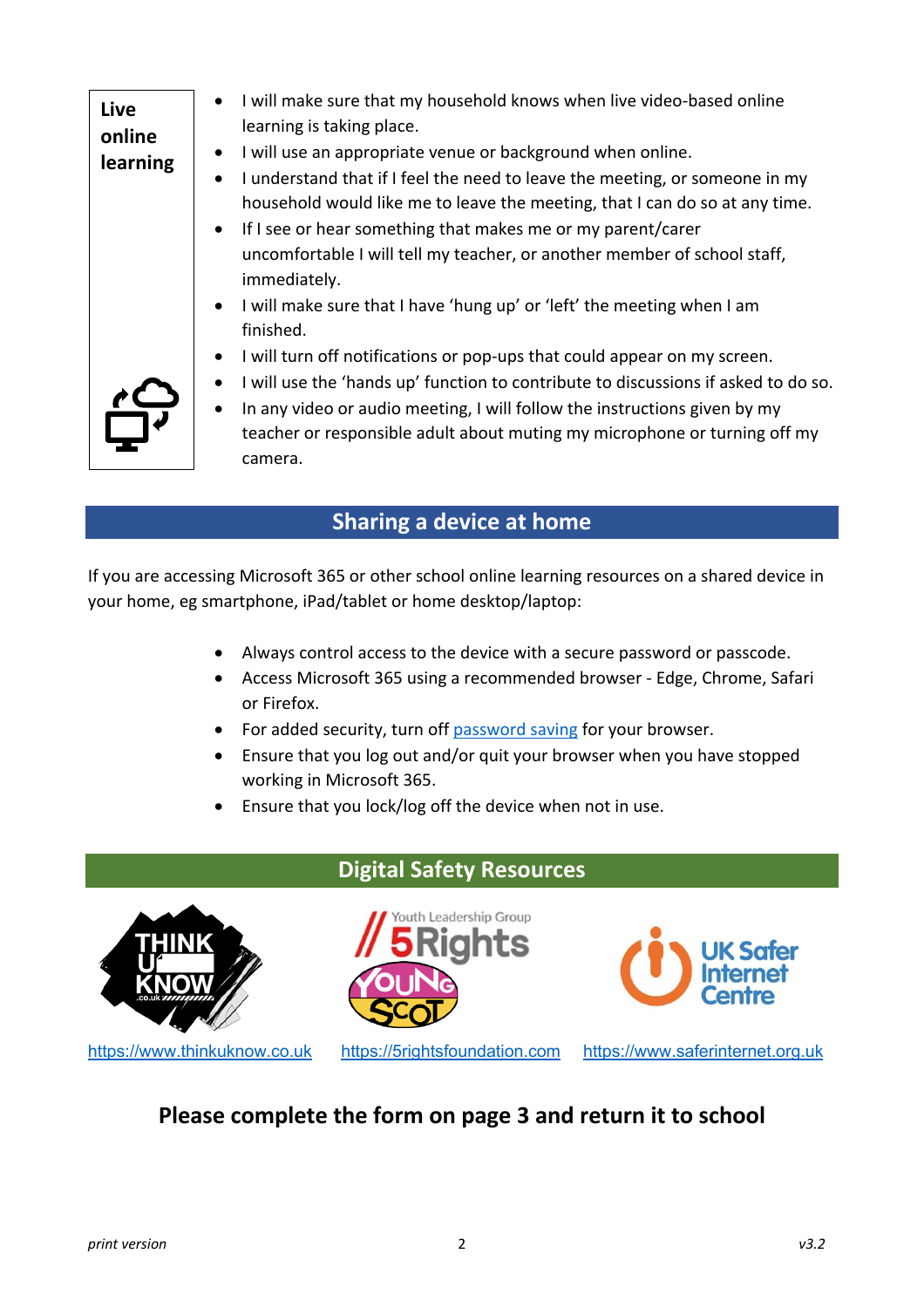| Live online learning | |
|---|---|
| | - I will make sure that my household knows when live video-based online learning is taking place.<br>- I will use an appropriate venue or background when online.<br>- I understand that if I feel the need to leave the meeting, or someone in my household would like me to leave the meeting, that I can do so at any time.<br>- If I see or hear something that makes me or my parent/carer uncomfortable I will tell my teacher, or another member of school staff, immediately.<br>- I will make sure that I have 'hung up' or 'left' the meeting when I am finished.<br>- I will turn off notifications or pop-ups that could appear on my screen.<br>- I will use the 'hands up' function to contribute to discussions if asked to do so.<br>- In any video or audio meeting, I will follow the instructions given by my teacher or responsible adult about muting my microphone or turning off my camera. |

## Sharing a device at home

If you are accessing Microsoft 365 or other school online learning resources on a shared device in your home, eg smartphone, iPad/tablet or home desktop/laptop:

- Always control access to the device with a secure password or passcode.
- Access Microsoft 365 using a recommended browser - Edge, Chrome, Safari or Firefox.
- For added security, turn off password saving for your browser.
- Ensure that you log out and/or quit your browser when you have stopped working in Microsoft 365.
- Ensure that you lock/log off the device when not in use.

## Digital Safety Resources

https://www.thinkuknow.co.uk

https://5rightsfoundation.com

https://www.saferinternet.org.uk

**Please complete the form on page 3 and return it to school**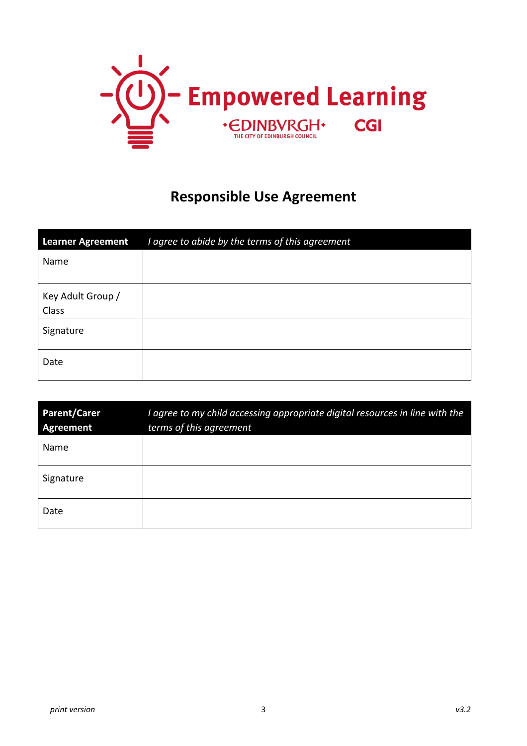# Responsible Use Agreement

| **Learner Agreement** | *I agree to abide by the terms of this agreement* |
|---|---|
| Name | |
| Key Adult Group / Class | |
| Signature | |
| Date | |

| **Parent/Carer Agreement** | *I agree to my child accessing appropriate digital resources in line with the terms of this agreement* |
|---|---|
| Name | |
| Signature | |
| Date | |

*print version*

*v3.2*